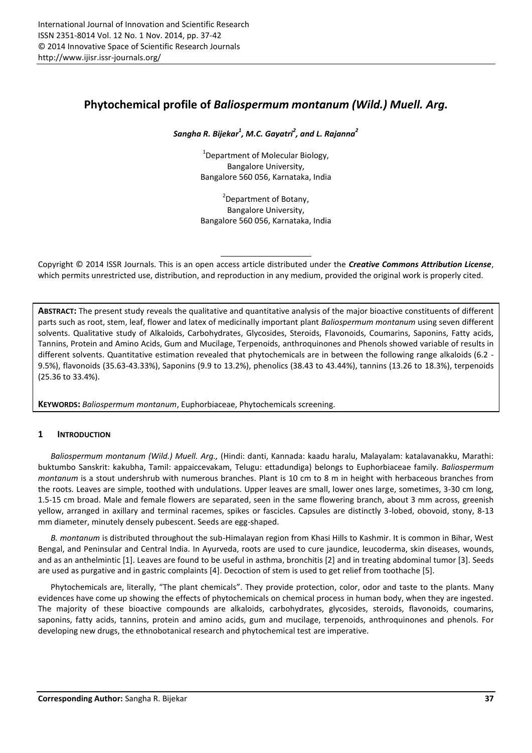# Phytochemical profile of *Baliospermum montanum (Wild.) Muell. Arg.*

***Sangha R. Bijekar[1], M.C. Gayatri[2], and L. Rajanna[2]***

[1]Department of Molecular Biology,
Bangalore University,
Bangalore 560 056, Karnataka, India

[2]Department of Botany,
Bangalore University,
Bangalore 560 056, Karnataka, India

Copyright © 2014 ISSR Journals. This is an open access article distributed under the ***Creative Commons Attribution License***, which permits unrestricted use, distribution, and reproduction in any medium, provided the original work is properly cited.

**ABSTRACT:** The present study reveals the qualitative and quantitative analysis of the major bioactive constituents of different parts such as root, stem, leaf, flower and latex of medicinally important plant *Baliospermum montanum* using seven different solvents. Qualitative study of Alkaloids, Carbohydrates, Glycosides, Steroids, Flavonoids, Coumarins, Saponins, Fatty acids, Tannins, Protein and Amino Acids, Gum and Mucilage, Terpenoids, anthroquinones and Phenols showed variable of results in different solvents. Quantitative estimation revealed that phytochemicals are in between the following range alkaloids (6.2 - 9.5%), flavonoids (35.63-43.33%), Saponins (9.9 to 13.2%), phenolics (38.43 to 43.44%), tannins (13.26 to 18.3%), terpenoids (25.36 to 33.4%).

**KEYWORDS:** *Baliospermum montanum*, Euphorbiaceae, Phytochemicals screening.

## 1 INTRODUCTION

*Baliospermum montanum (Wild.) Muell. Arg.,* (Hindi: danti, Kannada: kaadu haralu, Malayalam: katalavanakku, Marathi: buktumbo Sanskrit: kakubha, Tamil: appaiccevakam, Telugu: ettadundiga) belongs to Euphorbiaceae family. *Baliospermum montanum* is a stout undershrub with numerous branches. Plant is 10 cm to 8 m in height with herbaceous branches from the roots. Leaves are simple, toothed with undulations. Upper leaves are small, lower ones large, sometimes, 3-30 cm long, 1.5-15 cm broad. Male and female flowers are separated, seen in the same flowering branch, about 3 mm across, greenish yellow, arranged in axillary and terminal racemes, spikes or fascicles. Capsules are distinctly 3-lobed, obovoid, stony, 8-13 mm diameter, minutely densely pubescent. Seeds are egg-shaped.

*B. montanum* is distributed throughout the sub-Himalayan region from Khasi Hills to Kashmir. It is common in Bihar, West Bengal, and Peninsular and Central India. In Ayurveda, roots are used to cure jaundice, leucoderma, skin diseases, wounds, and as an anthelmintic [1]. Leaves are found to be useful in asthma, bronchitis [2] and in treating abdominal tumor [3]. Seeds are used as purgative and in gastric complaints [4]. Decoction of stem is used to get relief from toothache [5].

Phytochemicals are, literally, "The plant chemicals". They provide protection, color, odor and taste to the plants. Many evidences have come up showing the effects of phytochemicals on chemical process in human body, when they are ingested. The majority of these bioactive compounds are alkaloids, carbohydrates, glycosides, steroids, flavonoids, coumarins, saponins, fatty acids, tannins, protein and amino acids, gum and mucilage, terpenoids, anthroquinones and phenols. For developing new drugs, the ethnobotanical research and phytochemical test are imperative.

**Corresponding Author:** Sangha R. Bijekar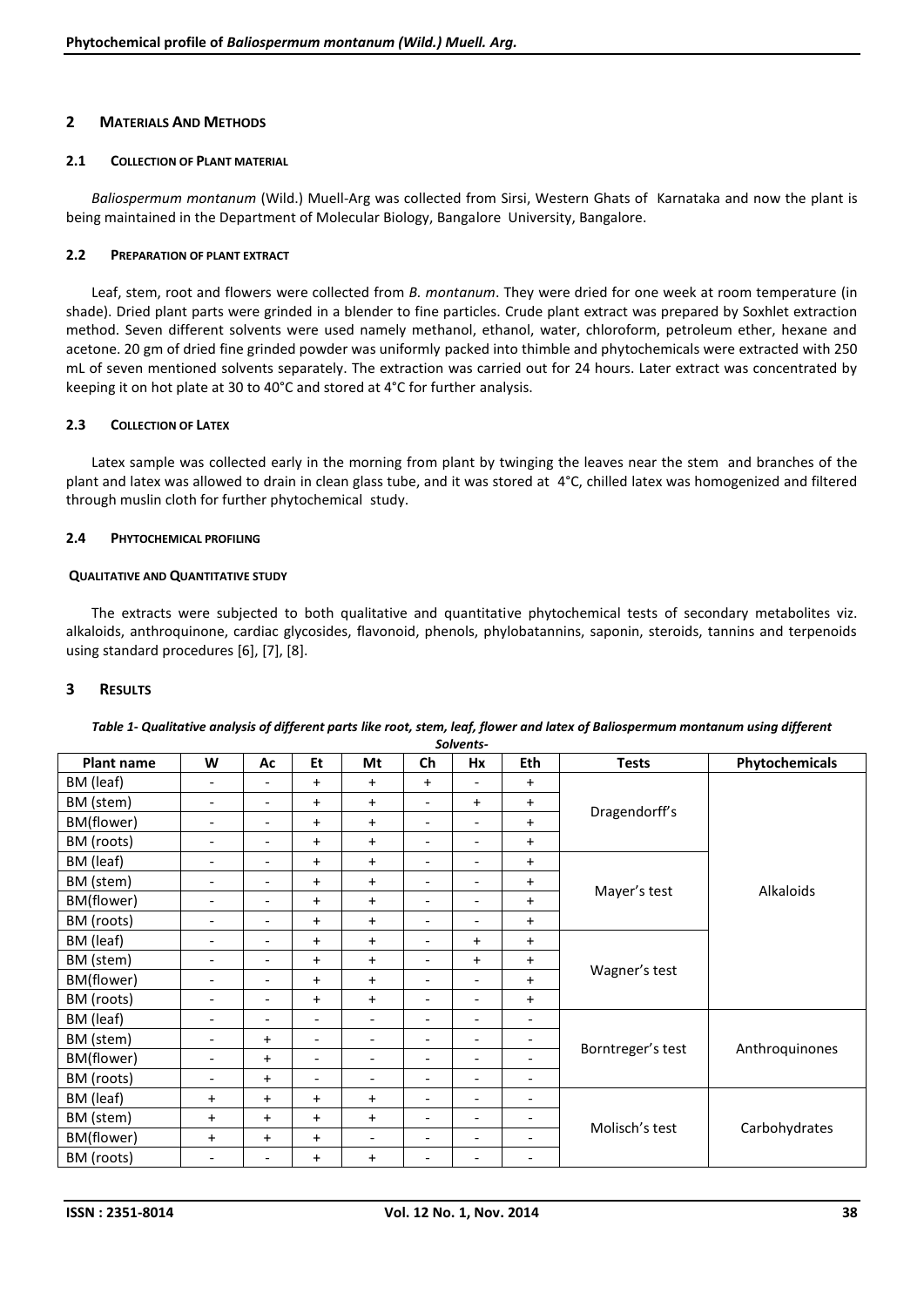## 2 MATERIALS AND METHODS

### 2.1 COLLECTION OF PLANT MATERIAL

*Baliospermum montanum* (Wild.) Muell-Arg was collected from Sirsi, Western Ghats of Karnataka and now the plant is being maintained in the Department of Molecular Biology, Bangalore University, Bangalore.

### 2.2 PREPARATION OF PLANT EXTRACT

Leaf, stem, root and flowers were collected from *B. montanum*. They were dried for one week at room temperature (in shade). Dried plant parts were grinded in a blender to fine particles. Crude plant extract was prepared by Soxhlet extraction method. Seven different solvents were used namely methanol, ethanol, water, chloroform, petroleum ether, hexane and acetone. 20 gm of dried fine grinded powder was uniformly packed into thimble and phytochemicals were extracted with 250 mL of seven mentioned solvents separately. The extraction was carried out for 24 hours. Later extract was concentrated by keeping it on hot plate at 30 to 40°C and stored at 4°C for further analysis.

### 2.3 COLLECTION OF LATEX

Latex sample was collected early in the morning from plant by twinging the leaves near the stem and branches of the plant and latex was allowed to drain in clean glass tube, and it was stored at 4°C, chilled latex was homogenized and filtered through muslin cloth for further phytochemical study.

### 2.4 PHYTOCHEMICAL PROFILING

#### QUALITATIVE AND QUANTITATIVE STUDY

The extracts were subjected to both qualitative and quantitative phytochemical tests of secondary metabolites viz. alkaloids, anthroquinone, cardiac glycosides, flavonoid, phenols, phylobatannins, saponin, steroids, tannins and terpenoids using standard procedures [6], [7], [8].

## 3 RESULTS

*Table 1- Qualitative analysis of different parts like root, stem, leaf, flower and latex of Baliospermum montanum using different Solvents-*

| Plant name | W | Ac | Et | Mt | Ch | Hx | Eth | Tests | Phytochemicals |
|---|---|---|---|---|---|---|---|---|---|
| BM (leaf) | - | - | + | + | + | - | + | Dragendorff's | Alkaloids |
| BM (stem) | - | - | + | + | - | + | + | | |
| BM(flower) | - | - | + | + | - | - | + | | |
| BM (roots) | - | - | + | + | - | - | + | | |
| BM (leaf) | - | - | + | + | - | - | + | Mayer's test | |
| BM (stem) | - | - | + | + | - | - | + | | |
| BM(flower) | - | - | + | + | - | - | + | | |
| BM (roots) | - | - | + | + | - | - | + | | |
| BM (leaf) | - | - | + | + | - | + | + | Wagner's test | |
| BM (stem) | - | - | + | + | - | + | + | | |
| BM(flower) | - | - | + | + | - | - | + | | |
| BM (roots) | - | - | + | + | - | - | + | | |
| BM (leaf) | - | - | - | - | - | - | - | Borntreger's test | Anthroquinones |
| BM (stem) | - | + | - | - | - | - | - | | |
| BM(flower) | - | + | - | - | - | - | - | | |
| BM (roots) | - | + | - | - | - | - | - | | |
| BM (leaf) | + | + | + | + | - | - | - | Molisch's test | Carbohydrates |
| BM (stem) | + | + | + | + | - | - | - | | |
| BM(flower) | + | + | + | - | - | - | - | | |
| BM (roots) | - | - | + | + | - | - | - | | |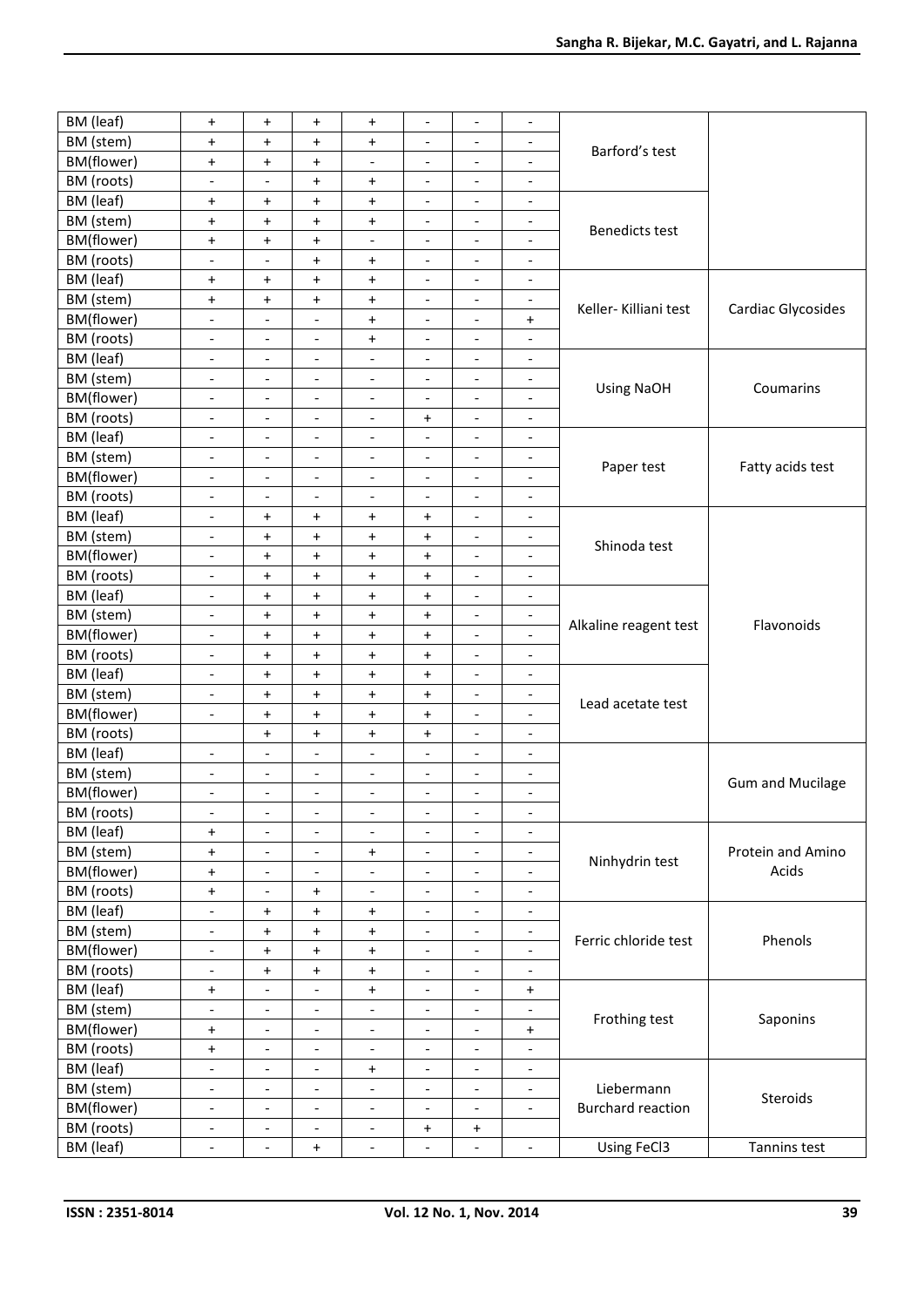| BM (leaf) | + | + | + | + | - | - | - | Barford's test | |
|---|---|---|---|---|---|---|---|---|---|
| BM (stem) | + | + | + | + | - | - | - | | |
| BM(flower) | + | + | + | - | - | - | - | | |
| BM (roots) | - | - | + | + | - | - | - | | |
| BM (leaf) | + | + | + | + | - | - | - | Benedicts test | |
| BM (stem) | + | + | + | + | - | - | - | | |
| BM(flower) | + | + | + | - | - | - | - | | |
| BM (roots) | - | - | + | + | - | - | - | | |
| BM (leaf) | + | + | + | + | - | - | - | Keller- Killiani test | Cardiac Glycosides |
| BM (stem) | + | + | + | + | - | - | - | | |
| BM(flower) | - | - | - | + | - | - | + | | |
| BM (roots) | - | - | - | + | - | - | - | | |
| BM (leaf) | - | - | - | - | - | - | - | Using NaOH | Coumarins |
| BM (stem) | - | - | - | - | - | - | - | | |
| BM(flower) | - | - | - | - | - | - | - | | |
| BM (roots) | - | - | - | - | + | - | - | | |
| BM (leaf) | - | - | - | - | - | - | - | Paper test | Fatty acids test |
| BM (stem) | - | - | - | - | - | - | - | | |
| BM(flower) | - | - | - | - | - | - | - | | |
| BM (roots) | - | - | - | - | - | - | - | | |
| BM (leaf) | - | + | + | + | + | - | - | Shinoda test | Flavonoids |
| BM (stem) | - | + | + | + | + | - | - | | |
| BM(flower) | - | + | + | + | + | - | - | | |
| BM (roots) | - | + | + | + | + | - | - | | |
| BM (leaf) | - | + | + | + | + | - | - | Alkaline reagent test | |
| BM (stem) | - | + | + | + | + | - | - | | |
| BM(flower) | - | + | + | + | + | - | - | | |
| BM (roots) | - | + | + | + | + | - | - | | |
| BM (leaf) | - | + | + | + | + | - | - | Lead acetate test | |
| BM (stem) | - | + | + | + | + | - | - | | |
| BM(flower) | - | + | + | + | + | - | - | | |
| BM (roots) | | + | + | + | + | - | - | | |
| BM (leaf) | - | - | - | - | - | - | - | | Gum and Mucilage |
| BM (stem) | - | - | - | - | - | - | - | | |
| BM(flower) | - | - | - | - | - | - | - | | |
| BM (roots) | - | - | - | - | - | - | - | | |
| BM (leaf) | + | - | - | - | - | - | - | Ninhydrin test | Protein and Amino Acids |
| BM (stem) | + | - | - | + | - | - | - | | |
| BM(flower) | + | - | - | - | - | - | - | | |
| BM (roots) | + | - | + | - | - | - | - | | |
| BM (leaf) | - | + | + | + | - | - | - | Ferric chloride test | Phenols |
| BM (stem) | - | + | + | + | - | - | - | | |
| BM(flower) | - | + | + | + | - | - | - | | |
| BM (roots) | - | + | + | + | - | - | - | | |
| BM (leaf) | + | - | - | + | - | - | + | Frothing test | Saponins |
| BM (stem) | - | - | - | - | - | - | - | | |
| BM(flower) | + | - | - | - | - | - | + | | |
| BM (roots) | + | - | - | - | - | - | - | | |
| BM (leaf) | - | - | - | + | - | - | - | Liebermann Burchard reaction | Steroids |
| BM (stem) | - | - | - | - | - | - | - | | |
| BM(flower) | - | - | - | - | - | - | - | | |
| BM (roots) | - | - | - | - | + | + | | | |
| BM (leaf) | - | - | + | - | - | - | - | Using FeCl3 | Tannins test |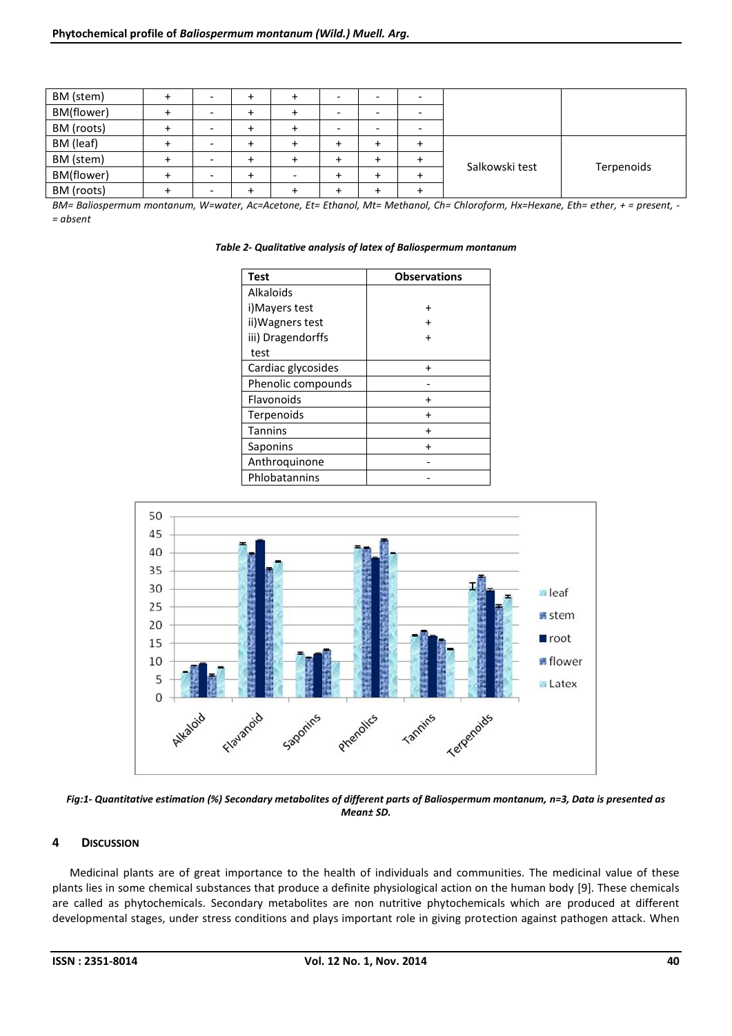| BM (stem) | + | - | + | + | - | - | - | | |
|---|---|---|---|---|---|---|---|---|---|
| BM(flower) | + | - | + | + | - | - | - | | |
| BM (roots) | + | - | + | + | - | - | - | | |
| BM (leaf) | + | - | + | + | + | + | + | Salkowski test | Terpenoids |
| BM (stem) | + | - | + | + | + | + | + | | |
| BM(flower) | + | - | + | - | + | + | + | | |
| BM (roots) | + | - | + | + | + | + | + | | |

*BM= Baliospermum montanum, W=water, Ac=Acetone, Et= Ethanol, Mt= Methanol, Ch= Chloroform, Hx=Hexane, Eth= ether, + = present, - = absent*

***Table 2- Qualitative analysis of latex of Baliospermum montanum***

| Test | Observations |
|---|---|
| Alkaloids | |
| i)Mayers test | + |
| ii)Wagners test | + |
| iii) Dragendorffs test | + |
| Cardiac glycosides | + |
| Phenolic compounds | - |
| Flavonoids | + |
| Terpenoids | + |
| Tannins | + |
| Saponins | + |
| Anthroquinone | - |
| Phlobatannins | - |

***Fig:1- Quantitative estimation (%) Secondary metabolites of different parts of Baliospermum montanum, n=3, Data is presented as Mean± SD.***

## 4 DISCUSSION

Medicinal plants are of great importance to the health of individuals and communities. The medicinal value of these plants lies in some chemical substances that produce a definite physiological action on the human body [9]. These chemicals are called as phytochemicals. Secondary metabolites are non nutritive phytochemicals which are produced at different developmental stages, under stress conditions and plays important role in giving protection against pathogen attack. When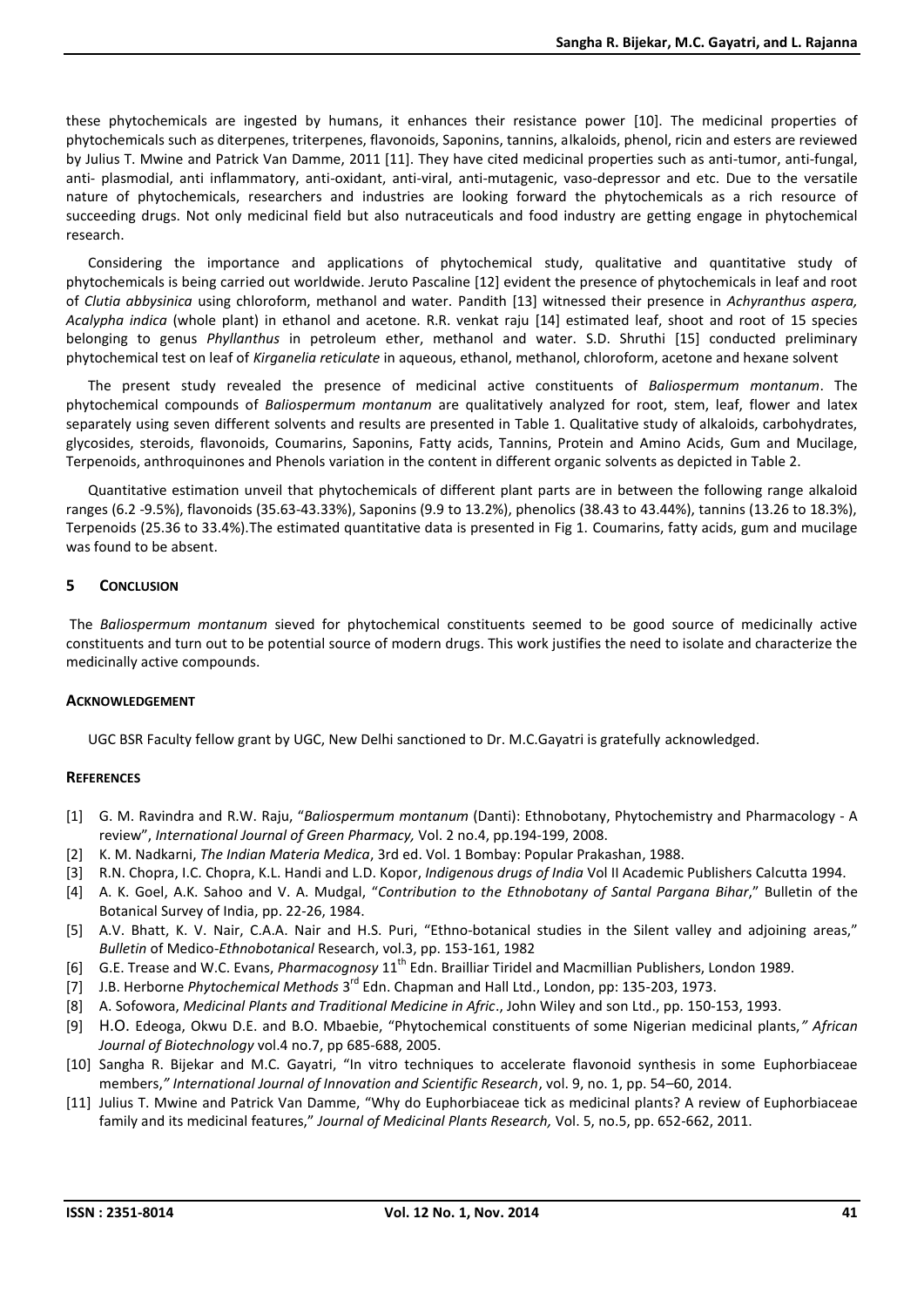these phytochemicals are ingested by humans, it enhances their resistance power [10]. The medicinal properties of phytochemicals such as diterpenes, triterpenes, flavonoids, Saponins, tannins, alkaloids, phenol, ricin and esters are reviewed by Julius T. Mwine and Patrick Van Damme, 2011 [11]. They have cited medicinal properties such as anti-tumor, anti-fungal, anti- plasmodial, anti inflammatory, anti-oxidant, anti-viral, anti-mutagenic, vaso-depressor and etc. Due to the versatile nature of phytochemicals, researchers and industries are looking forward the phytochemicals as a rich resource of succeeding drugs. Not only medicinal field but also nutraceuticals and food industry are getting engage in phytochemical research.

Considering the importance and applications of phytochemical study, qualitative and quantitative study of phytochemicals is being carried out worldwide. Jeruto Pascaline [12] evident the presence of phytochemicals in leaf and root of *Clutia abbysinica* using chloroform, methanol and water. Pandith [13] witnessed their presence in *Achyranthus aspera, Acalypha indica* (whole plant) in ethanol and acetone. R.R. venkat raju [14] estimated leaf, shoot and root of 15 species belonging to genus *Phyllanthus* in petroleum ether, methanol and water. S.D. Shruthi [15] conducted preliminary phytochemical test on leaf of *Kirganelia reticulate* in aqueous, ethanol, methanol, chloroform, acetone and hexane solvent

The present study revealed the presence of medicinal active constituents of *Baliospermum montanum*. The phytochemical compounds of *Baliospermum montanum* are qualitatively analyzed for root, stem, leaf, flower and latex separately using seven different solvents and results are presented in Table 1. Qualitative study of alkaloids, carbohydrates, glycosides, steroids, flavonoids, Coumarins, Saponins, Fatty acids, Tannins, Protein and Amino Acids, Gum and Mucilage, Terpenoids, anthroquinones and Phenols variation in the content in different organic solvents as depicted in Table 2.

Quantitative estimation unveil that phytochemicals of different plant parts are in between the following range alkaloid ranges (6.2 -9.5%), flavonoids (35.63-43.33%), Saponins (9.9 to 13.2%), phenolics (38.43 to 43.44%), tannins (13.26 to 18.3%), Terpenoids (25.36 to 33.4%).The estimated quantitative data is presented in Fig 1. Coumarins, fatty acids, gum and mucilage was found to be absent.

## 5 CONCLUSION

The *Baliospermum montanum* sieved for phytochemical constituents seemed to be good source of medicinally active constituents and turn out to be potential source of modern drugs. This work justifies the need to isolate and characterize the medicinally active compounds.

## ACKNOWLEDGEMENT

UGC BSR Faculty fellow grant by UGC, New Delhi sanctioned to Dr. M.C.Gayatri is gratefully acknowledged.

## REFERENCES

- [1] G. M. Ravindra and R.W. Raju, "*Baliospermum montanum* (Danti): Ethnobotany, Phytochemistry and Pharmacology - A review", *International Journal of Green Pharmacy,* Vol. 2 no.4, pp.194-199, 2008.
- [2] K. M. Nadkarni, *The Indian Materia Medica*, 3rd ed. Vol. 1 Bombay: Popular Prakashan, 1988.
- [3] R.N. Chopra, I.C. Chopra, K.L. Handi and L.D. Kopor, *Indigenous drugs of India* Vol II Academic Publishers Calcutta 1994.
- [4] A. K. Goel, A.K. Sahoo and V. A. Mudgal, "*Contribution to the Ethnobotany of Santal Pargana Bihar*," Bulletin of the Botanical Survey of India, pp. 22-26, 1984.
- [5] A.V. Bhatt, K. V. Nair, C.A.A. Nair and H.S. Puri, "Ethno-botanical studies in the Silent valley and adjoining areas," *Bulletin* of Medico-*Ethnobotanical* Research, vol.3, pp. 153-161, 1982
- [6] G.E. Trease and W.C. Evans, *Pharmacognosy* 11th Edn. Brailliar Tiridel and Macmillian Publishers, London 1989.
- [7] J.B. Herborne *Phytochemical Methods* 3rd Edn. Chapman and Hall Ltd., London, pp: 135-203, 1973.
- [8] A. Sofowora, *Medicinal Plants and Traditional Medicine in Afric*., John Wiley and son Ltd., pp. 150-153, 1993.
- [9] H.O. Edeoga, Okwu D.E. and B.O. Mbaebie, "Phytochemical constituents of some Nigerian medicinal plants,*" African Journal of Biotechnology* vol.4 no.7, pp 685-688, 2005.
- [10] Sangha R. Bijekar and M.C. Gayatri, "In vitro techniques to accelerate flavonoid synthesis in some Euphorbiaceae members,*" International Journal of Innovation and Scientific Research*, vol. 9, no. 1, pp. 54–60, 2014.
- [11] Julius T. Mwine and Patrick Van Damme, "Why do Euphorbiaceae tick as medicinal plants? A review of Euphorbiaceae family and its medicinal features," *Journal of Medicinal Plants Research,* Vol. 5, no.5, pp. 652-662, 2011.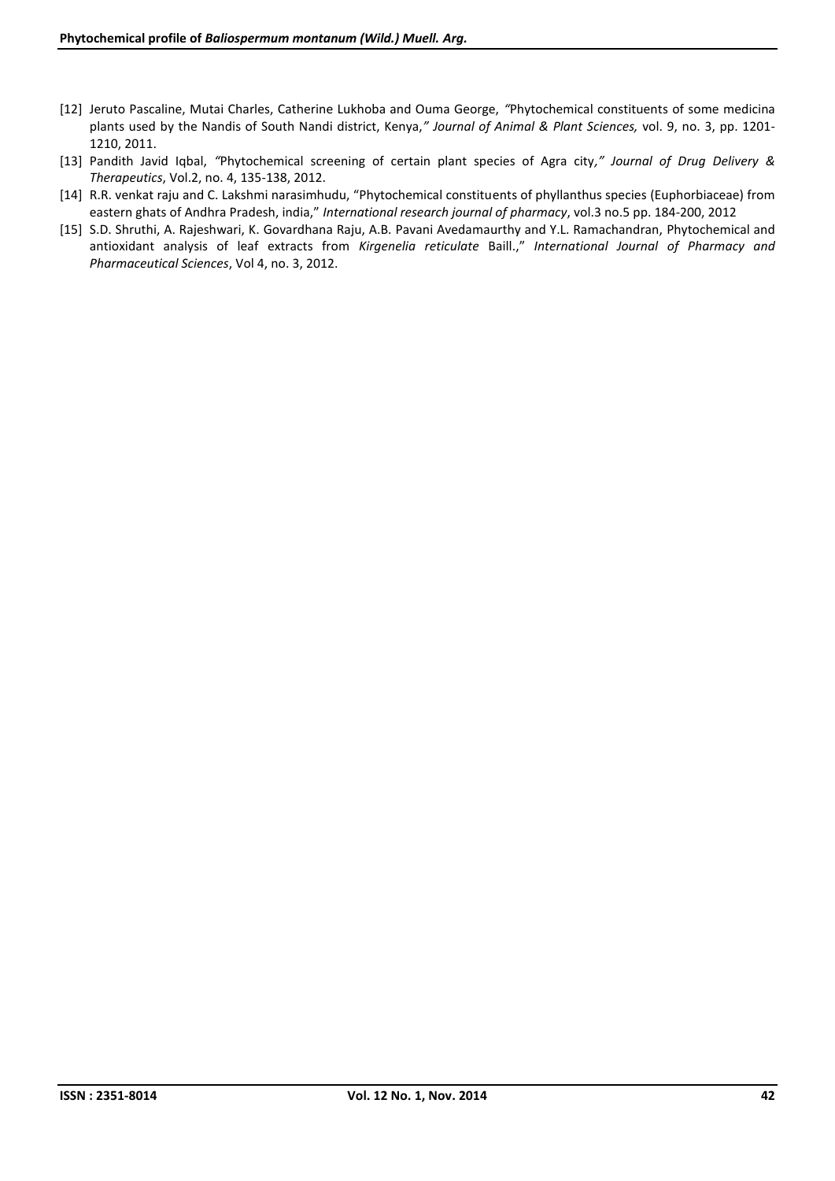[12] Jeruto Pascaline, Mutai Charles, Catherine Lukhoba and Ouma George, *"*Phytochemical constituents of some medicina plants used by the Nandis of South Nandi district, Kenya,*" Journal of Animal & Plant Sciences,* vol. 9, no. 3, pp. 1201-1210, 2011.

[13] Pandith Javid Iqbal, *"*Phytochemical screening of certain plant species of Agra city,*" Journal of Drug Delivery & Therapeutics*, Vol.2, no. 4, 135-138, 2012.

[14] R.R. venkat raju and C. Lakshmi narasimhudu, "Phytochemical constituents of phyllanthus species (Euphorbiaceae) from eastern ghats of Andhra Pradesh, india," *International research journal of pharmacy*, vol.3 no.5 pp. 184-200, 2012

[15] S.D. Shruthi, A. Rajeshwari, K. Govardhana Raju, A.B. Pavani Avedamaurthy and Y.L. Ramachandran, Phytochemical and antioxidant analysis of leaf extracts from *Kirgenelia reticulate* Baill.," *International Journal of Pharmacy and Pharmaceutical Sciences*, Vol 4, no. 3, 2012.